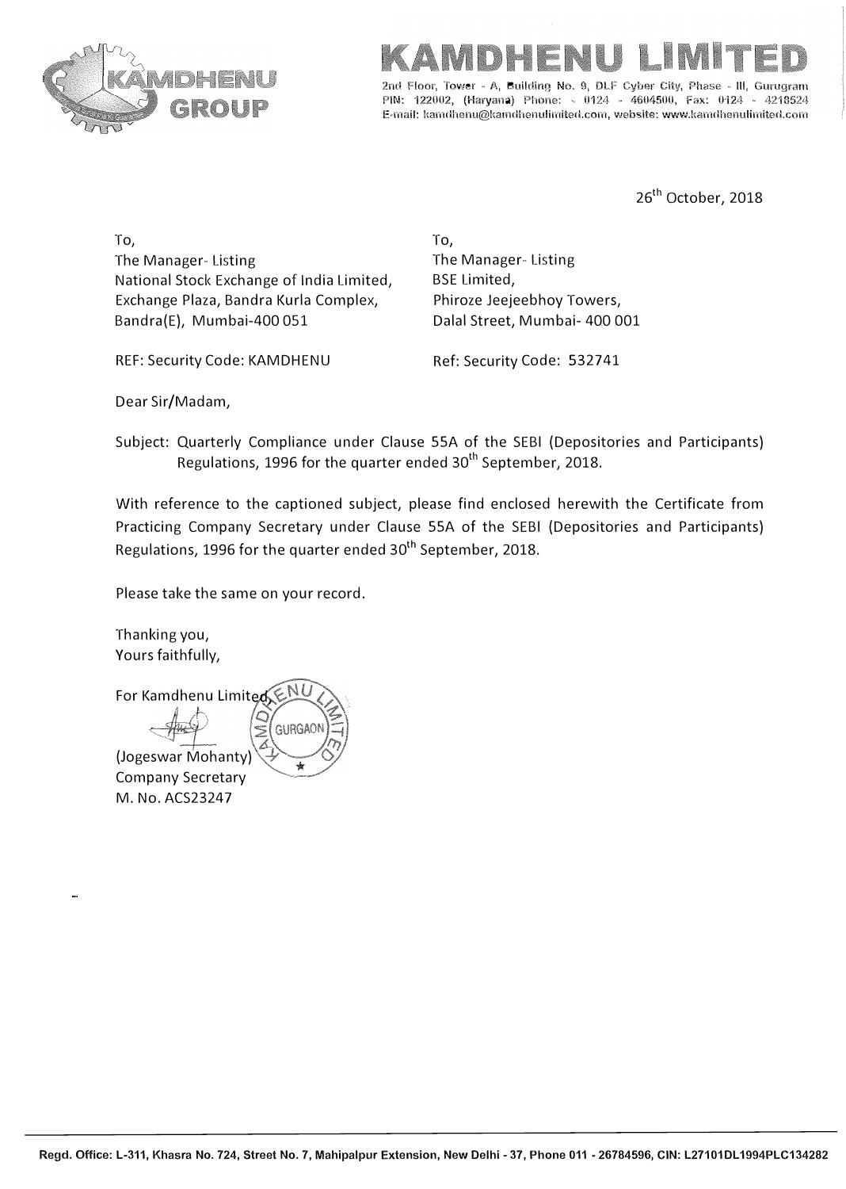# KAMDHENU LIMITED

2nd Floor, Tower - A, Building No. 9, DLF Cyber City, Phase - III, Gurugram PIN: 122002, (Haryana) Phone: - 0124 - 4604500, Fax: 0124 - 4218524 E-mail: kamdhenu@kamdhenulimited.com, website: www.kamdhenulimited.com

26th October, 2018

To,
The Manager- Listing
National Stock Exchange of India Limited,
Exchange Plaza, Bandra Kurla Complex,
Bandra(E), Mumbai-400 051

REF: Security Code: KAMDHENU

To,
The Manager- Listing
BSE Limited,
Phiroze Jeejeebhoy Towers,
Dalal Street, Mumbai- 400 001

Ref: Security Code: 532741

Dear Sir/Madam,

Subject: Quarterly Compliance under Clause 55A of the SEBI (Depositories and Participants) Regulations, 1996 for the quarter ended 30th September, 2018.

With reference to the captioned subject, please find enclosed herewith the Certificate from Practicing Company Secretary under Clause 55A of the SEBI (Depositories and Participants) Regulations, 1996 for the quarter ended 30th September, 2018.

Please take the same on your record.

Thanking you,
Yours faithfully,

For Kamdhenu Limited

(Jogeswar Mohanty)
Company Secretary
M. No. ACS23247

Regd. Office: L-311, Khasra No. 724, Street No. 7, Mahipalpur Extension, New Delhi - 37, Phone 011 - 26784596, CIN: L27101DL1994PLC134282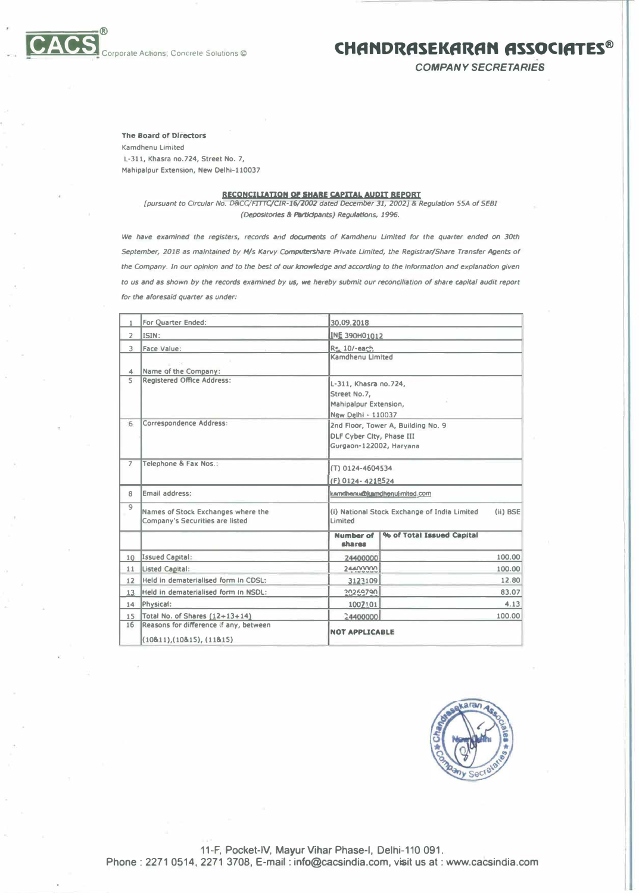CACS® Corporate Actions; Concrete Solutions ©

# CHANDRASEKARAN ASSOCIATES®

*COMPANY SECRETARIES*

**The Board of Directors**
Kamdhenu Limited
L-311, Khasra no.724, Street No. 7,
Mahipalpur Extension, New Delhi-110037

## RECONCILIATION OF SHARE CAPITAL AUDIT REPORT

*[pursuant to Circular No. D&CC/FITTC/CIR-16/2002 dated December 31, 2002] & Regulation 55A of SEBI (Depositories & Participants) Regulations, 1996.*

*We have examined the registers, records and documents of Kamdhenu Limited for the quarter ended on 30th September, 2018 as maintained by M/s Karvy Computershare Private Limited, the Registrar/Share Transfer Agents of the Company. In our opinion and to the best of our knowledge and according to the information and explanation given to us and as shown by the records examined by us, we hereby submit our reconciliation of share capital audit report for the aforesaid quarter as under:*

| | | | |
|---|---|---|---|
| 1 | For Quarter Ended: | 30.09.2018 | |
| 2 | ISIN: | INE 390H01012 | |
| 3 | Face Value: | Rs. 10/-each | |
| 4 | Name of the Company: | Kamdhenu Limited | |
| 5 | Registered Office Address: | L-311, Khasra no.724, Street No.7, Mahipalpur Extension, New Delhi - 110037 | |
| 6 | Correspondence Address: | 2nd Floor, Tower A, Building No. 9 DLF Cyber City, Phase III Gurgaon-122002, Haryana | |
| 7 | Telephone & Fax Nos.: | (T) 0124-4604534 (F) 0124- 4218524 | |
| 8 | Email address: | kamdhenu@kamdhenulimited.com | |
| 9 | Names of Stock Exchanges where the Company's Securities are listed | (i) National Stock Exchange of India Limited (ii) BSE Limited | |
| | | **Number of shares** | **% of Total Issued Capital** |
| 10 | Issued Capital: | 24400000 | 100.00 |
| 11 | Listed Capital: | 24400000 | 100.00 |
| 12 | Held in dematerialised form in CDSL: | 3123109 | 12.80 |
| 13 | Held in dematerialised form in NSDL: | 20269790 | 83.07 |
| 14 | Physical: | 1007101 | 4.13 |
| 15 | Total No. of Shares (12+13+14) | 24400000 | 100.00 |
| 16 | Reasons for difference if any, between (10&11),(10&15), (11&15) | **NOT APPLICABLE** | |

11-F, Pocket-IV, Mayur Vihar Phase-I, Delhi-110 091.
Phone : 2271 0514, 2271 3708, E-mail : info@cacsindia.com, visit us at : www.cacsindia.com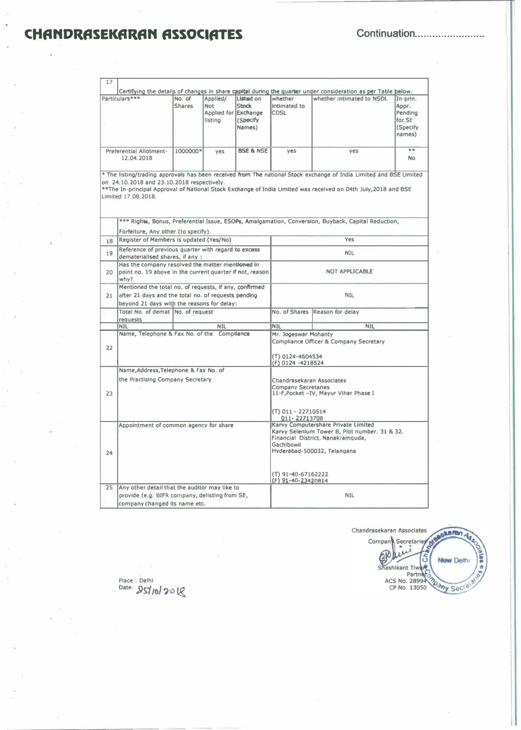# CHANDRASEKARAN ASSOCIATES

Continuation.......................

| | |
|---|---|
| 17 | Certifying the details of changes in share capital during the quarter under consideration as per Table below: |

| Particulars*** | No. of Shares | Applied/ Not Applied for listing | Listed on Stock Exchange (Specify Names) | whether intimated to CDSL | whether intimated to NSDL | In-prin. Appr. Pending for SE (Specify names) |
|---|---|---|---|---|---|---|
| Preferential Allotment- 12.04.2018 | 1000000* | yes | BSE & NSE | yes | yes | ** No |

* The listing/trading approvals has been received from The national Stock exchange of India Limited and BSE Limited on 24.10.2018 and 23.10.2018 respectively.
**The In-principal Approval of National Stock Exchange of India Limited was received on 04th July,2018 and BSE Limited 17.08.2018.

*** Rights, Bonus, Preferential Issue, ESOPs, Amalgamation, Conversion, Buyback, Capital Reduction, Forfeiture, Any other (to specify).

| | | |
|---|---|---|
| 18 | Register of Members is updated (Yes/No) | Yes |
| 19 | Reference of previous quarter with regard to excess dematerialised shares, if any : | NIL |
| 20 | Has the company resolved the matter mentioned in point no. 19 above in the current quarter if not, reason why? | NOT APPLICABLE |
| 21 | Mentioned the total no. of requests, if any, confirmed after 21 days and the total no. of requests pending beyond 21 days with the reasons for delay: | NIL |

| Total No. of demat requests | No. of request | No. of Shares | Reason for delay |
|---|---|---|---|
| NIL | NIL | NIL | NIL |

| | | |
|---|---|---|
| 22 | Name, Telephone & Fax No. of the Compliance | Mr. Jogeswar Mohanty<br>Compliance Officer & Company Secretary<br><br>(T) 0124-4604534<br>(F) 0124 -4218524 |
| 23 | Name,Address,Telephone & Fax No. of the Practising Company Secretary | Chandrasekaran Associates<br>Company Secretaries<br>11-F,Pocket -IV, Mayur Vihar Phase I<br><br>(T) 011 - 22710514<br>011- 22713708 |
| 24 | Appointment of common agency for share | Karvy Computershare Private Limited<br>Karvy Selenium Tower B, Plot number. 31 & 32.<br>Financial District, Nanakramguda,<br>Gachibowli<br>Hyderabad-500032, Telangana<br><br>(T) 91-40-67162222<br>(F) 91-40-23420814 |
| 25 | Any other detail that the auditor may like to provide.(e.g. BIFR company, delisting from SE, company changed its name etc. | NIL |

Chandrasekaran Associates
Company Secretaries

Shashikant Tiwari
Partner
ACS No. 28994
CP No. 13050

Place : Delhi
Date: 25/10/2018